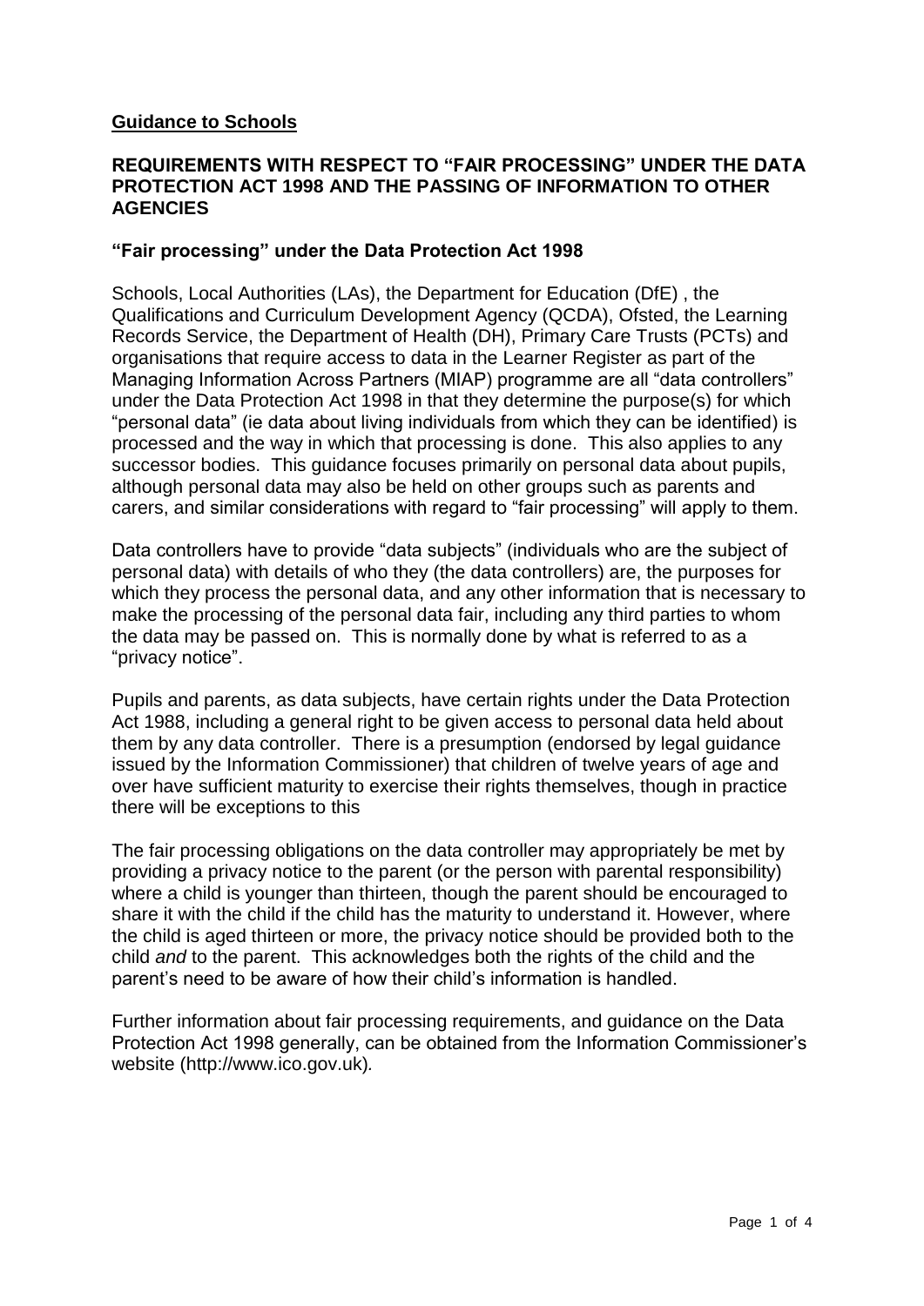**Guidance to Schools**

## REQUIREMENTS WITH RESPECT TO "FAIR PROCESSING" UNDER THE DATA PROTECTION ACT 1998 AND THE PASSING OF INFORMATION TO OTHER AGENCIES

### "Fair processing" under the Data Protection Act 1998

Schools, Local Authorities (LAs), the Department for Education (DfE) , the Qualifications and Curriculum Development Agency (QCDA), Ofsted, the Learning Records Service, the Department of Health (DH), Primary Care Trusts (PCTs) and organisations that require access to data in the Learner Register as part of the Managing Information Across Partners (MIAP) programme are all "data controllers" under the Data Protection Act 1998 in that they determine the purpose(s) for which "personal data" (ie data about living individuals from which they can be identified) is processed and the way in which that processing is done. This also applies to any successor bodies. This guidance focuses primarily on personal data about pupils, although personal data may also be held on other groups such as parents and carers, and similar considerations with regard to "fair processing" will apply to them.

Data controllers have to provide "data subjects" (individuals who are the subject of personal data) with details of who they (the data controllers) are, the purposes for which they process the personal data, and any other information that is necessary to make the processing of the personal data fair, including any third parties to whom the data may be passed on. This is normally done by what is referred to as a "privacy notice".

Pupils and parents, as data subjects, have certain rights under the Data Protection Act 1988, including a general right to be given access to personal data held about them by any data controller. There is a presumption (endorsed by legal guidance issued by the Information Commissioner) that children of twelve years of age and over have sufficient maturity to exercise their rights themselves, though in practice there will be exceptions to this

The fair processing obligations on the data controller may appropriately be met by providing a privacy notice to the parent (or the person with parental responsibility) where a child is younger than thirteen, though the parent should be encouraged to share it with the child if the child has the maturity to understand it. However, where the child is aged thirteen or more, the privacy notice should be provided both to the child *and* to the parent. This acknowledges both the rights of the child and the parent's need to be aware of how their child's information is handled.

Further information about fair processing requirements, and guidance on the Data Protection Act 1998 generally, can be obtained from the Information Commissioner's website (http://www.ico.gov.uk).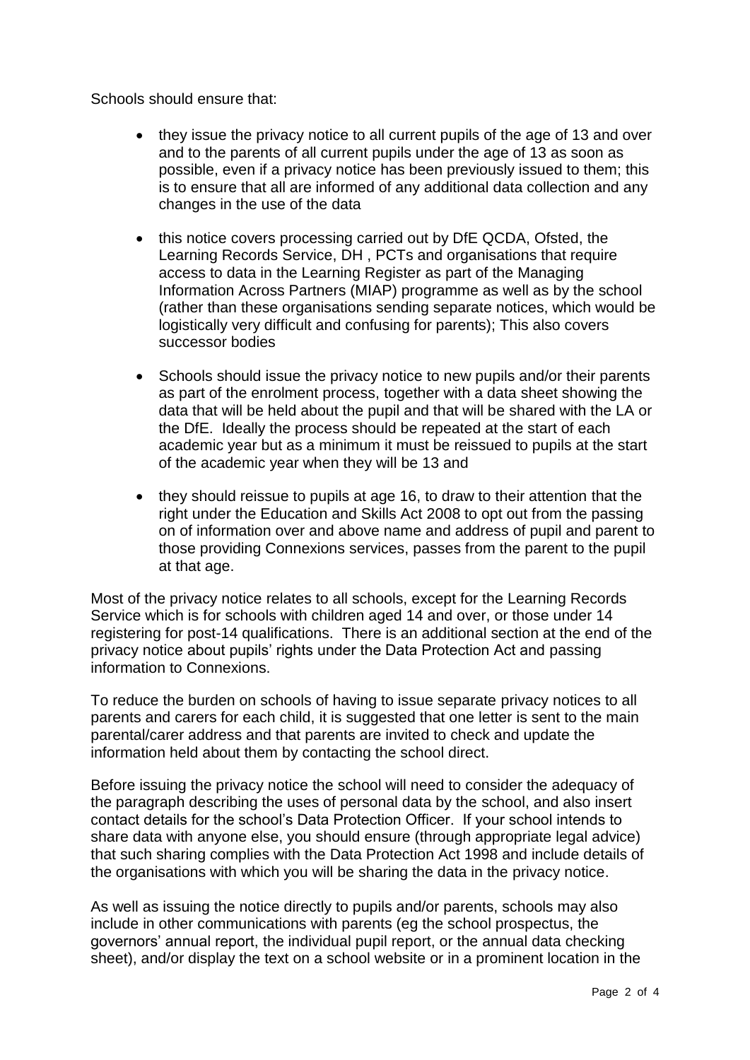Schools should ensure that:

- they issue the privacy notice to all current pupils of the age of 13 and over and to the parents of all current pupils under the age of 13 as soon as possible, even if a privacy notice has been previously issued to them; this is to ensure that all are informed of any additional data collection and any changes in the use of the data

- this notice covers processing carried out by DfE QCDA, Ofsted, the Learning Records Service, DH , PCTs and organisations that require access to data in the Learning Register as part of the Managing Information Across Partners (MIAP) programme as well as by the school (rather than these organisations sending separate notices, which would be logistically very difficult and confusing for parents); This also covers successor bodies

- Schools should issue the privacy notice to new pupils and/or their parents as part of the enrolment process, together with a data sheet showing the data that will be held about the pupil and that will be shared with the LA or the DfE. Ideally the process should be repeated at the start of each academic year but as a minimum it must be reissued to pupils at the start of the academic year when they will be 13 and

- they should reissue to pupils at age 16, to draw to their attention that the right under the Education and Skills Act 2008 to opt out from the passing on of information over and above name and address of pupil and parent to those providing Connexions services, passes from the parent to the pupil at that age.

Most of the privacy notice relates to all schools, except for the Learning Records Service which is for schools with children aged 14 and over, or those under 14 registering for post-14 qualifications. There is an additional section at the end of the privacy notice about pupils' rights under the Data Protection Act and passing information to Connexions.

To reduce the burden on schools of having to issue separate privacy notices to all parents and carers for each child, it is suggested that one letter is sent to the main parental/carer address and that parents are invited to check and update the information held about them by contacting the school direct.

Before issuing the privacy notice the school will need to consider the adequacy of the paragraph describing the uses of personal data by the school, and also insert contact details for the school's Data Protection Officer. If your school intends to share data with anyone else, you should ensure (through appropriate legal advice) that such sharing complies with the Data Protection Act 1998 and include details of the organisations with which you will be sharing the data in the privacy notice.

As well as issuing the notice directly to pupils and/or parents, schools may also include in other communications with parents (eg the school prospectus, the governors' annual report, the individual pupil report, or the annual data checking sheet), and/or display the text on a school website or in a prominent location in the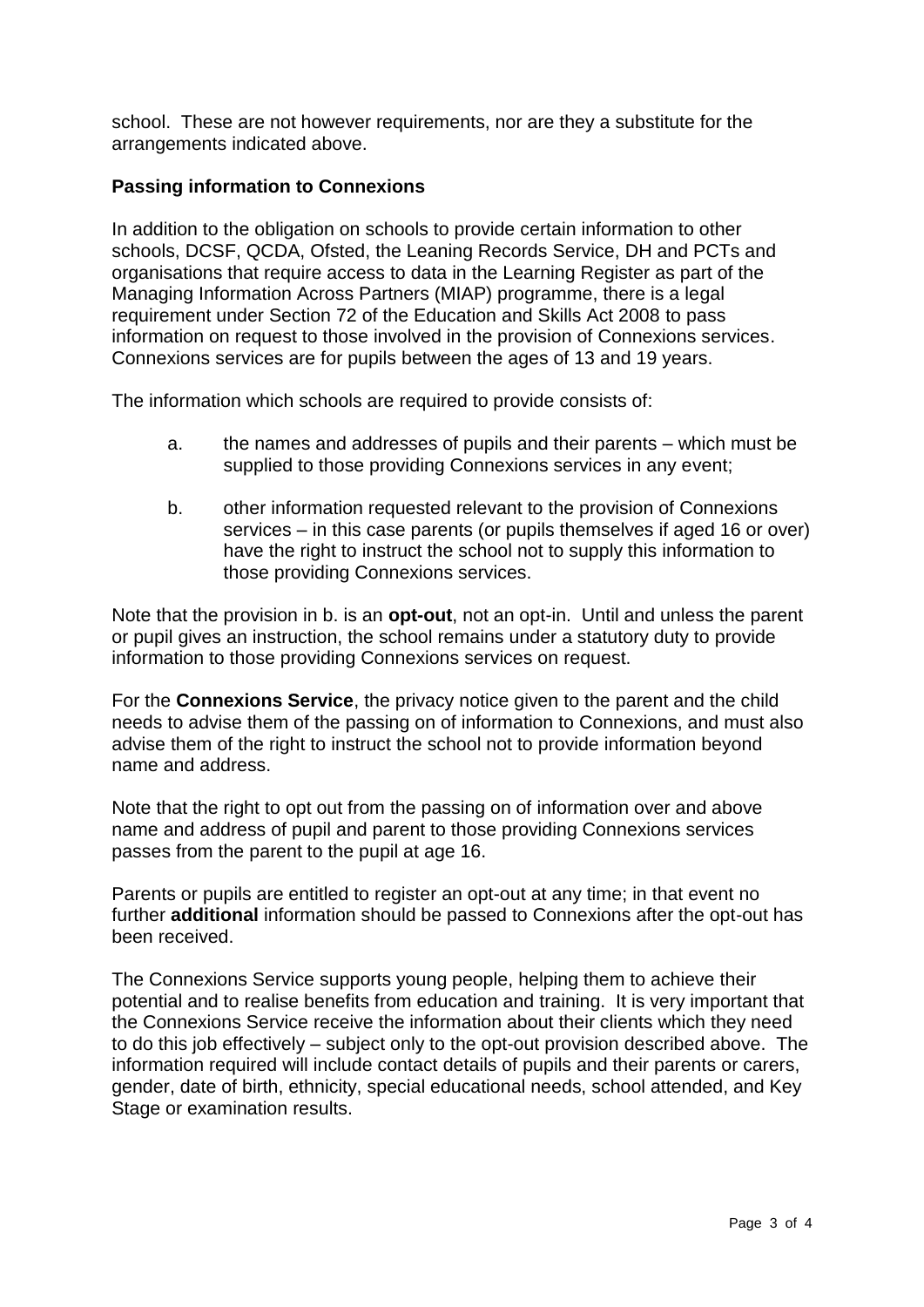school. These are not however requirements, nor are they a substitute for the arrangements indicated above.

**Passing information to Connexions**

In addition to the obligation on schools to provide certain information to other schools, DCSF, QCDA, Ofsted, the Leaning Records Service, DH and PCTs and organisations that require access to data in the Learning Register as part of the Managing Information Across Partners (MIAP) programme, there is a legal requirement under Section 72 of the Education and Skills Act 2008 to pass information on request to those involved in the provision of Connexions services. Connexions services are for pupils between the ages of 13 and 19 years.

The information which schools are required to provide consists of:

a. the names and addresses of pupils and their parents – which must be supplied to those providing Connexions services in any event;

b. other information requested relevant to the provision of Connexions services – in this case parents (or pupils themselves if aged 16 or over) have the right to instruct the school not to supply this information to those providing Connexions services.

Note that the provision in b. is an **opt-out**, not an opt-in. Until and unless the parent or pupil gives an instruction, the school remains under a statutory duty to provide information to those providing Connexions services on request.

For the **Connexions Service**, the privacy notice given to the parent and the child needs to advise them of the passing on of information to Connexions, and must also advise them of the right to instruct the school not to provide information beyond name and address.

Note that the right to opt out from the passing on of information over and above name and address of pupil and parent to those providing Connexions services passes from the parent to the pupil at age 16.

Parents or pupils are entitled to register an opt-out at any time; in that event no further **additional** information should be passed to Connexions after the opt-out has been received.

The Connexions Service supports young people, helping them to achieve their potential and to realise benefits from education and training. It is very important that the Connexions Service receive the information about their clients which they need to do this job effectively – subject only to the opt-out provision described above. The information required will include contact details of pupils and their parents or carers, gender, date of birth, ethnicity, special educational needs, school attended, and Key Stage or examination results.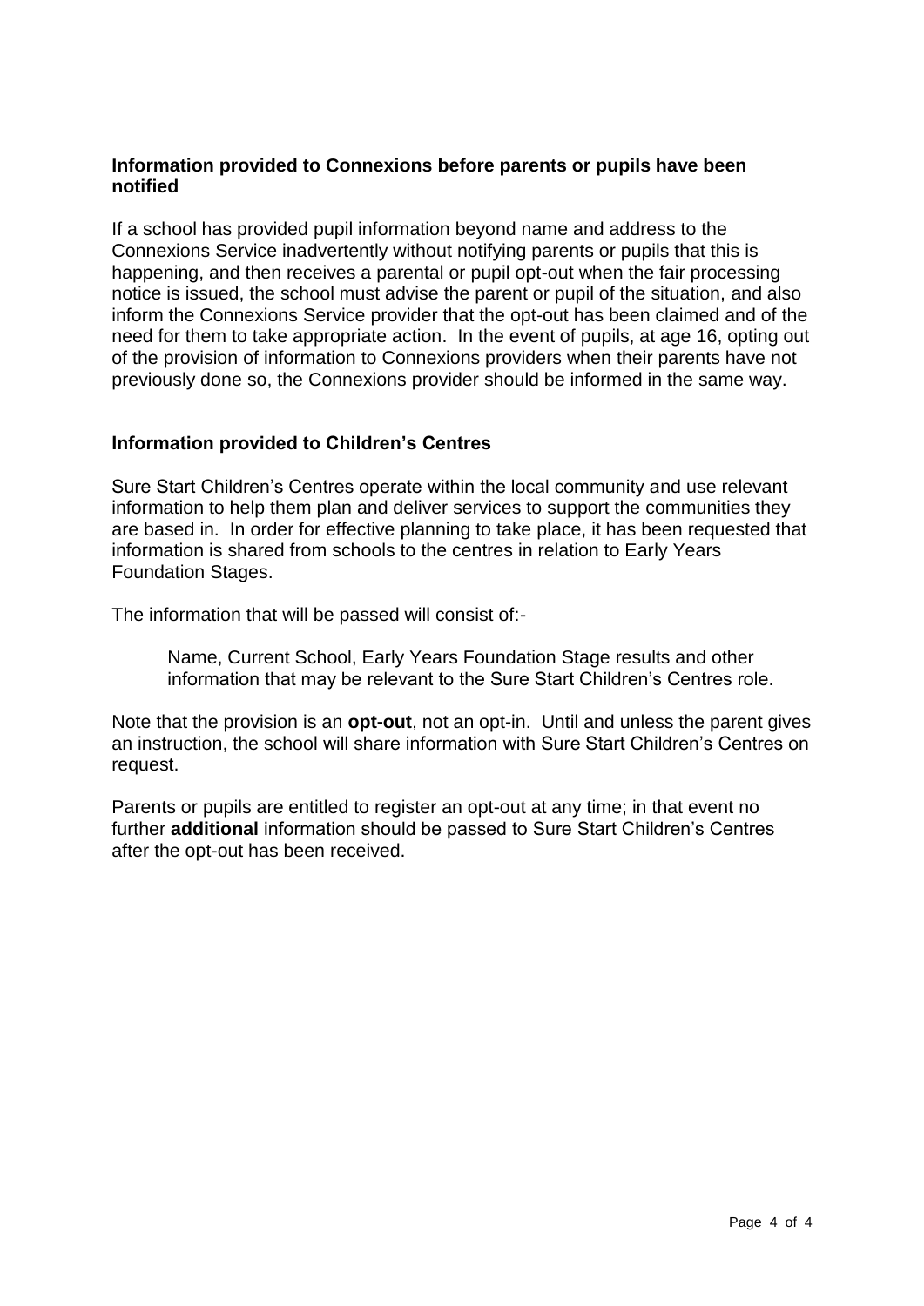### Information provided to Connexions before parents or pupils have been notified

If a school has provided pupil information beyond name and address to the Connexions Service inadvertently without notifying parents or pupils that this is happening, and then receives a parental or pupil opt-out when the fair processing notice is issued, the school must advise the parent or pupil of the situation, and also inform the Connexions Service provider that the opt-out has been claimed and of the need for them to take appropriate action. In the event of pupils, at age 16, opting out of the provision of information to Connexions providers when their parents have not previously done so, the Connexions provider should be informed in the same way.

### Information provided to Children's Centres

Sure Start Children's Centres operate within the local community and use relevant information to help them plan and deliver services to support the communities they are based in. In order for effective planning to take place, it has been requested that information is shared from schools to the centres in relation to Early Years Foundation Stages.

The information that will be passed will consist of:-

> Name, Current School, Early Years Foundation Stage results and other information that may be relevant to the Sure Start Children's Centres role.

Note that the provision is an **opt-out**, not an opt-in. Until and unless the parent gives an instruction, the school will share information with Sure Start Children's Centres on request.

Parents or pupils are entitled to register an opt-out at any time; in that event no further **additional** information should be passed to Sure Start Children's Centres after the opt-out has been received.